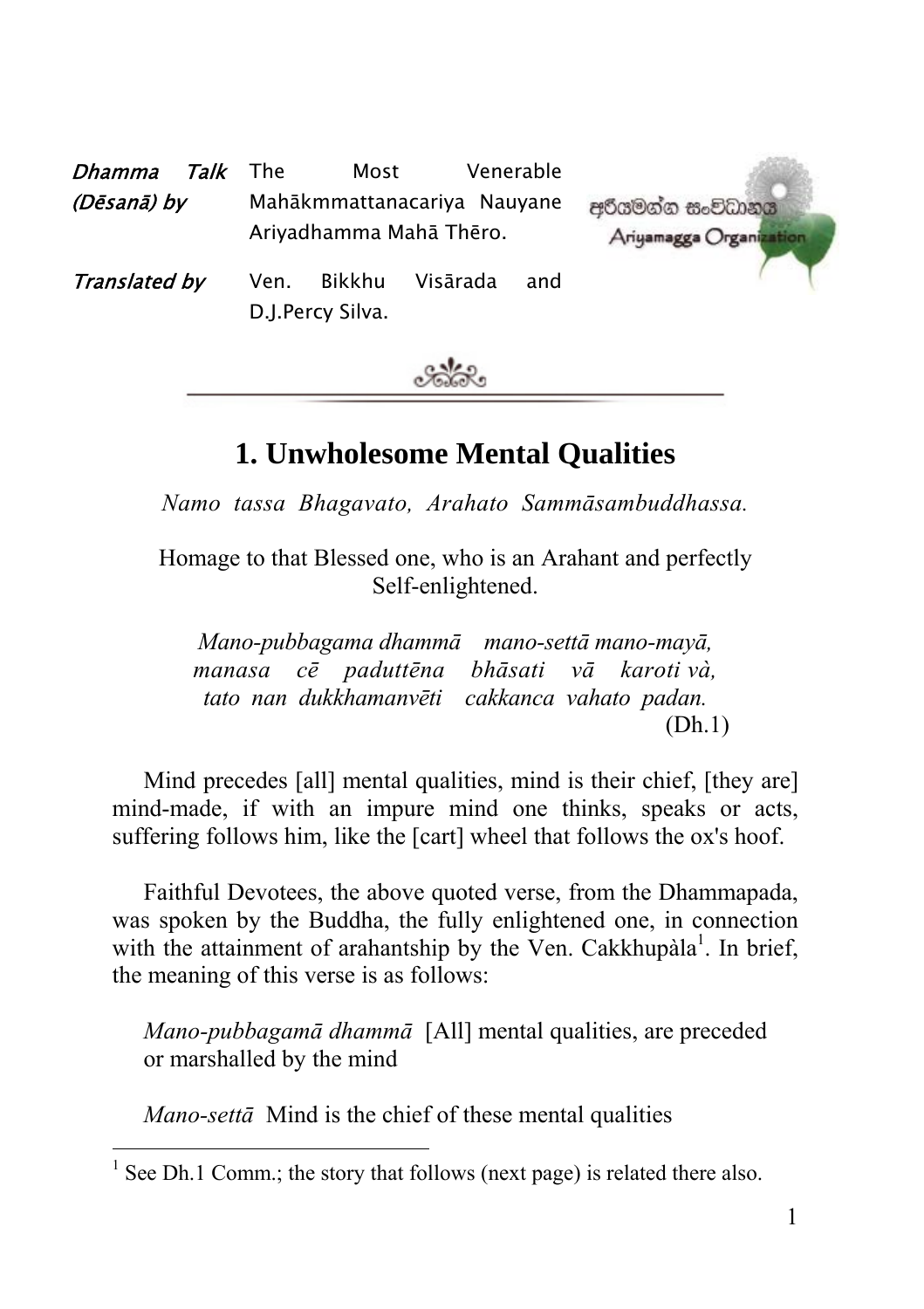| | |
|---|---|
| *Dhamma Talk (Dēsanā) by* | The Most Venerable Mahākmmattanacariya Nauyane Ariyadhamma Mahā Thēro. |
| *Translated by* | Ven. Bikkhu Visārada and D.J.Percy Silva. |

අරියමග්ග සංවිධානය
Ariyamagga Organization

# 1. Unwholesome Mental Qualities

*Namo tassa Bhagavato, Arahato Sammāsambuddhassa.*

Homage to that Blessed one, who is an Arahant and perfectly Self-enlightened.

*Mano-pubbagama dhammā mano-settā mano-mayā,*
*manasa cē paduttēna bhāsati vā karoti và,*
*tato nan dukkhamanvēti cakkanca vahato padan.*
(Dh.1)

Mind precedes [all] mental qualities, mind is their chief, [they are] mind-made, if with an impure mind one thinks, speaks or acts, suffering follows him, like the [cart] wheel that follows the ox's hoof.

Faithful Devotees, the above quoted verse, from the Dhammapada, was spoken by the Buddha, the fully enlightened one, in connection with the attainment of arahantship by the Ven. Cakkhupàla[1]. In brief, the meaning of this verse is as follows:

*Mano-pubbagamā dhammā* [All] mental qualities, are preceded or marshalled by the mind

*Mano-settā* Mind is the chief of these mental qualities

[1] See Dh.1 Comm.; the story that follows (next page) is related there also.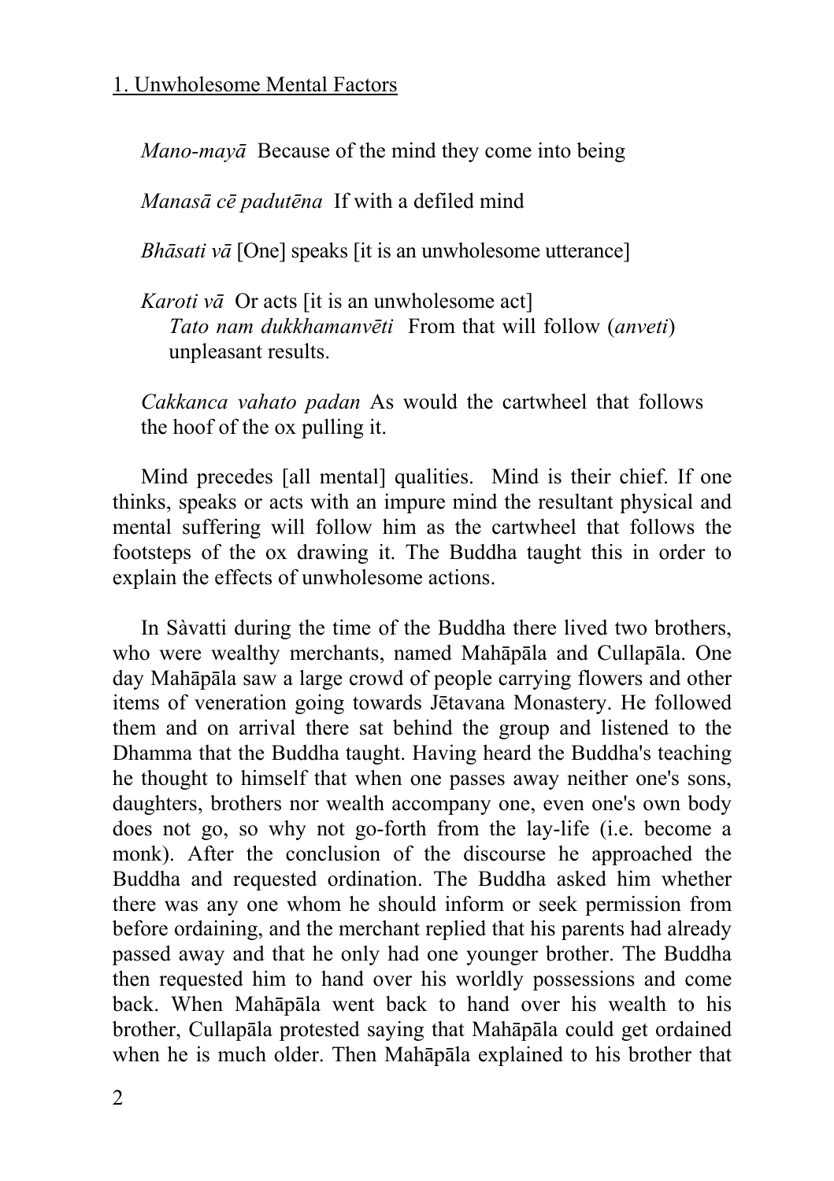1. Unwholesome Mental Factors

*Mano-mayā* Because of the mind they come into being

*Manasā cē padutēna* If with a defiled mind

*Bhāsati vā* [One] speaks [it is an unwholesome utterance]

*Karoti vā* Or acts [it is an unwholesome act]
*Tato nam dukkhamanvēti* From that will follow (*anveti*) unpleasant results.

*Cakkanca vahato padan* As would the cartwheel that follows the hoof of the ox pulling it.

Mind precedes [all mental] qualities. Mind is their chief. If one thinks, speaks or acts with an impure mind the resultant physical and mental suffering will follow him as the cartwheel that follows the footsteps of the ox drawing it. The Buddha taught this in order to explain the effects of unwholesome actions.

In Sàvatti during the time of the Buddha there lived two brothers, who were wealthy merchants, named Mahāpāla and Cullapāla. One day Mahāpāla saw a large crowd of people carrying flowers and other items of veneration going towards Jētavana Monastery. He followed them and on arrival there sat behind the group and listened to the Dhamma that the Buddha taught. Having heard the Buddha's teaching he thought to himself that when one passes away neither one's sons, daughters, brothers nor wealth accompany one, even one's own body does not go, so why not go-forth from the lay-life (i.e. become a monk). After the conclusion of the discourse he approached the Buddha and requested ordination. The Buddha asked him whether there was any one whom he should inform or seek permission from before ordaining, and the merchant replied that his parents had already passed away and that he only had one younger brother. The Buddha then requested him to hand over his worldly possessions and come back. When Mahāpāla went back to hand over his wealth to his brother, Cullapāla protested saying that Mahāpāla could get ordained when he is much older. Then Mahāpāla explained to his brother that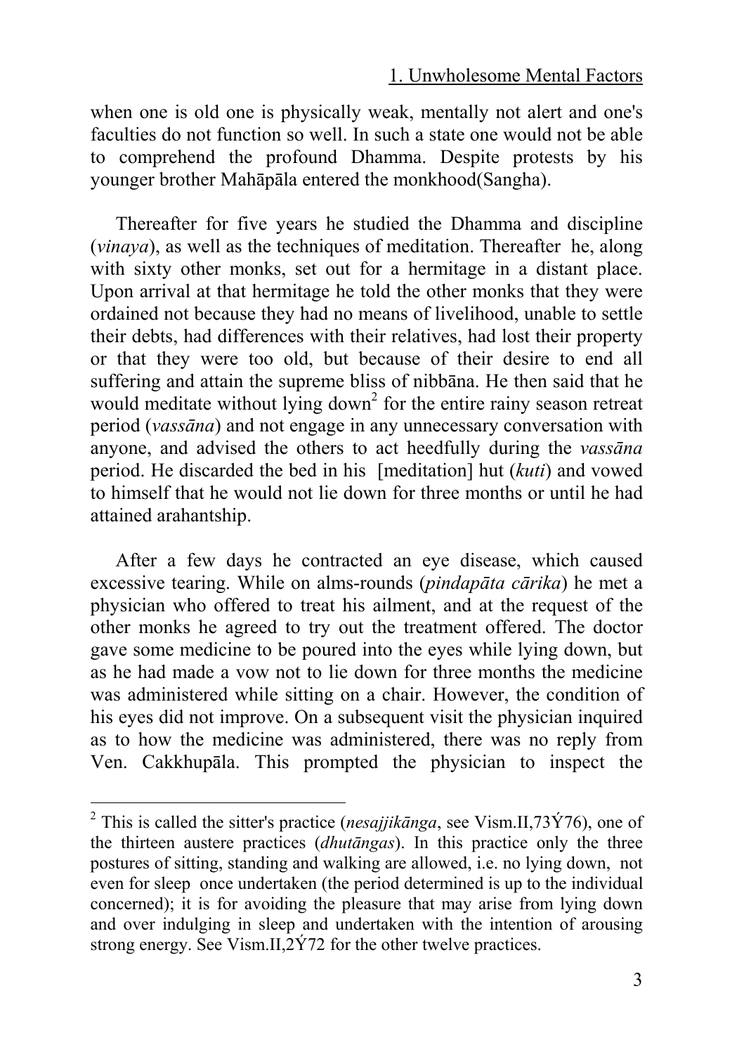when one is old one is physically weak, mentally not alert and one's faculties do not function so well. In such a state one would not be able to comprehend the profound Dhamma. Despite protests by his younger brother Mahāpāla entered the monkhood(Sangha).

Thereafter for five years he studied the Dhamma and discipline (*vinaya*), as well as the techniques of meditation. Thereafter he, along with sixty other monks, set out for a hermitage in a distant place. Upon arrival at that hermitage he told the other monks that they were ordained not because they had no means of livelihood, unable to settle their debts, had differences with their relatives, had lost their property or that they were too old, but because of their desire to end all suffering and attain the supreme bliss of nibbāna. He then said that he would meditate without lying down[2] for the entire rainy season retreat period (*vassāna*) and not engage in any unnecessary conversation with anyone, and advised the others to act heedfully during the *vassāna* period. He discarded the bed in his [meditation] hut (*kuti*) and vowed to himself that he would not lie down for three months or until he had attained arahantship.

After a few days he contracted an eye disease, which caused excessive tearing. While on alms-rounds (*pindapāta cārika*) he met a physician who offered to treat his ailment, and at the request of the other monks he agreed to try out the treatment offered. The doctor gave some medicine to be poured into the eyes while lying down, but as he had made a vow not to lie down for three months the medicine was administered while sitting on a chair. However, the condition of his eyes did not improve. On a subsequent visit the physician inquired as to how the medicine was administered, there was no reply from Ven. Cakkhupāla. This prompted the physician to inspect the

---

[2] This is called the sitter's practice (*nesajjikānga*, see Vism.II,73Ý76), one of the thirteen austere practices (*dhutāngas*). In this practice only the three postures of sitting, standing and walking are allowed, i.e. no lying down, not even for sleep once undertaken (the period determined is up to the individual concerned); it is for avoiding the pleasure that may arise from lying down and over indulging in sleep and undertaken with the intention of arousing strong energy. See Vism.II,2Ý72 for the other twelve practices.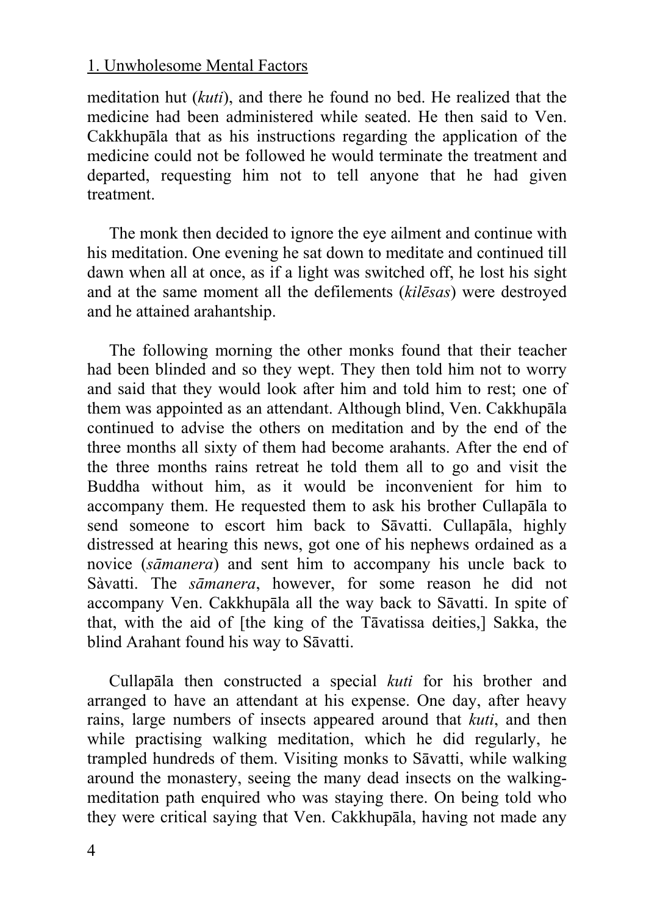meditation hut (*kuti*), and there he found no bed. He realized that the medicine had been administered while seated. He then said to Ven. Cakkhupāla that as his instructions regarding the application of the medicine could not be followed he would terminate the treatment and departed, requesting him not to tell anyone that he had given treatment.

The monk then decided to ignore the eye ailment and continue with his meditation. One evening he sat down to meditate and continued till dawn when all at once, as if a light was switched off, he lost his sight and at the same moment all the defilements (*kilēsas*) were destroyed and he attained arahantship.

The following morning the other monks found that their teacher had been blinded and so they wept. They then told him not to worry and said that they would look after him and told him to rest; one of them was appointed as an attendant. Although blind, Ven. Cakkhupāla continued to advise the others on meditation and by the end of the three months all sixty of them had become arahants. After the end of the three months rains retreat he told them all to go and visit the Buddha without him, as it would be inconvenient for him to accompany them. He requested them to ask his brother Cullapāla to send someone to escort him back to Sāvatti. Cullapāla, highly distressed at hearing this news, got one of his nephews ordained as a novice (*sāmanera*) and sent him to accompany his uncle back to Sàvatti. The *sāmanera*, however, for some reason he did not accompany Ven. Cakkhupāla all the way back to Sāvatti. In spite of that, with the aid of [the king of the Tāvatissa deities,] Sakka, the blind Arahant found his way to Sāvatti.

Cullapāla then constructed a special *kuti* for his brother and arranged to have an attendant at his expense. One day, after heavy rains, large numbers of insects appeared around that *kuti*, and then while practising walking meditation, which he did regularly, he trampled hundreds of them. Visiting monks to Sāvatti, while walking around the monastery, seeing the many dead insects on the walking-meditation path enquired who was staying there. On being told who they were critical saying that Ven. Cakkhupāla, having not made any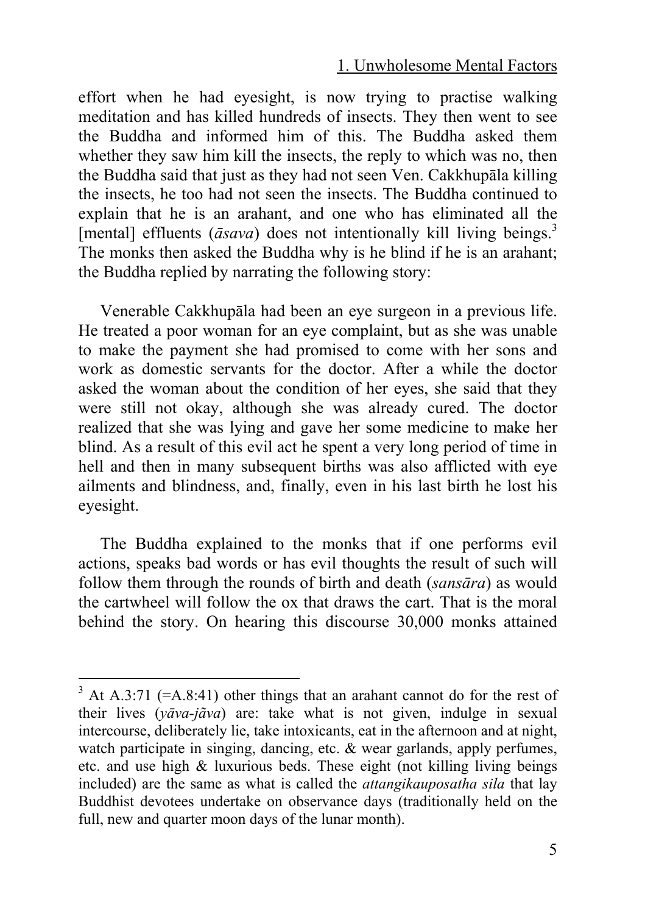effort when he had eyesight, is now trying to practise walking meditation and has killed hundreds of insects. They then went to see the Buddha and informed him of this. The Buddha asked them whether they saw him kill the insects, the reply to which was no, then the Buddha said that just as they had not seen Ven. Cakkhupāla killing the insects, he too had not seen the insects. The Buddha continued to explain that he is an arahant, and one who has eliminated all the [mental] effluents (*āsava*) does not intentionally kill living beings.[3] The monks then asked the Buddha why is he blind if he is an arahant; the Buddha replied by narrating the following story:

Venerable Cakkhupāla had been an eye surgeon in a previous life. He treated a poor woman for an eye complaint, but as she was unable to make the payment she had promised to come with her sons and work as domestic servants for the doctor. After a while the doctor asked the woman about the condition of her eyes, she said that they were still not okay, although she was already cured. The doctor realized that she was lying and gave her some medicine to make her blind. As a result of this evil act he spent a very long period of time in hell and then in many subsequent births was also afflicted with eye ailments and blindness, and, finally, even in his last birth he lost his eyesight.

The Buddha explained to the monks that if one performs evil actions, speaks bad words or has evil thoughts the result of such will follow them through the rounds of birth and death (*sansāra*) as would the cartwheel will follow the ox that draws the cart. That is the moral behind the story. On hearing this discourse 30,000 monks attained

---

[3] At A.3:71 (=A.8:41) other things that an arahant cannot do for the rest of their lives (*yāva-jãva*) are: take what is not given, indulge in sexual intercourse, deliberately lie, take intoxicants, eat in the afternoon and at night, watch participate in singing, dancing, etc. & wear garlands, apply perfumes, etc. and use high & luxurious beds. These eight (not killing living beings included) are the same as what is called the *attangikauposatha sila* that lay Buddhist devotees undertake on observance days (traditionally held on the full, new and quarter moon days of the lunar month).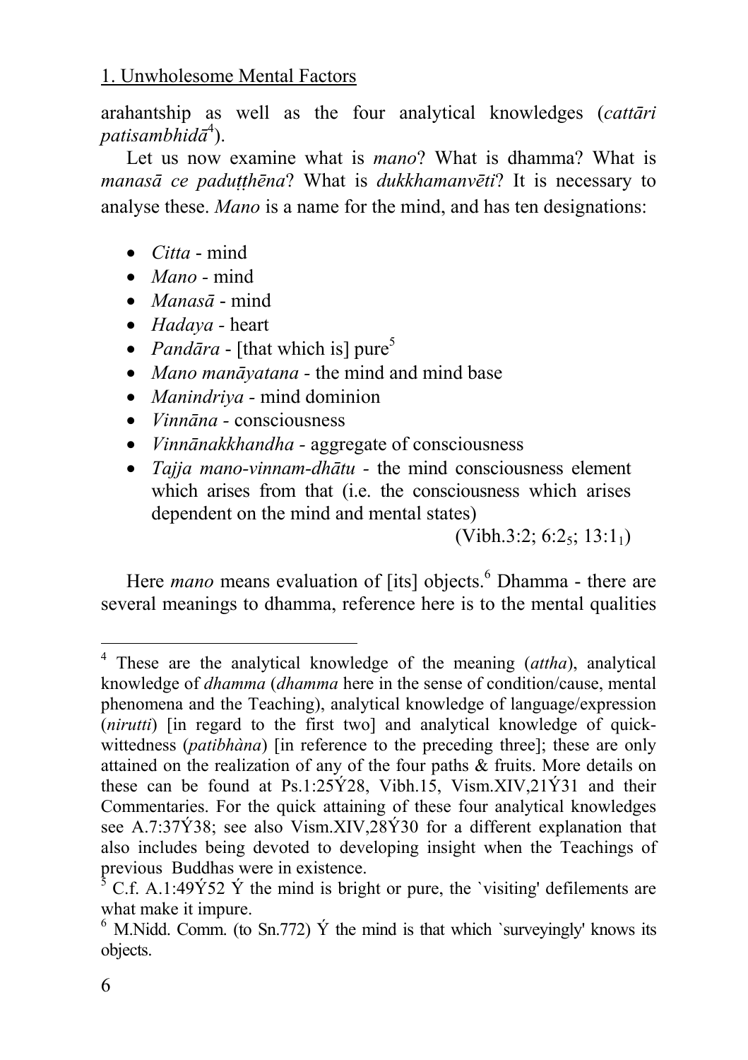## 1. Unwholesome Mental Factors

arahantship as well as the four analytical knowledges (*cattāri patisambhidā*[4]).

Let us now examine what is *mano*? What is dhamma? What is *manasā ce paduṭṭhēna*? What is *dukkhamanvēti*? It is necessary to analyse these. *Mano* is a name for the mind, and has ten designations:

- *Citta* - mind
- *Mano* - mind
- *Manasā* - mind
- *Hadaya* - heart
- *Pandāra* - [that which is] pure[5]
- *Mano manāyatana* - the mind and mind base
- *Manindriya* - mind dominion
- *Vinnāna* - consciousness
- *Vinnānakkhandha* - aggregate of consciousness
- *Tajja mano-vinnam-dhātu* - the mind consciousness element which arises from that (i.e. the consciousness which arises dependent on the mind and mental states)

(Vibh.3:2; 6:$2_5$; 13:$1_1$)

Here *mano* means evaluation of [its] objects.[6] Dhamma - there are several meanings to dhamma, reference here is to the mental qualities

---

[4] These are the analytical knowledge of the meaning (*attha*), analytical knowledge of *dhamma* (*dhamma* here in the sense of condition/cause, mental phenomena and the Teaching), analytical knowledge of language/expression (*nirutti*) [in regard to the first two] and analytical knowledge of quick-wittedness (*patibhàna*) [in reference to the preceding three]; these are only attained on the realization of any of the four paths & fruits. More details on these can be found at Ps.1:25Ý28, Vibh.15, Vism.XIV,21Ý31 and their Commentaries. For the quick attaining of these four analytical knowledges see A.7:37Ý38; see also Vism.XIV,28Ý30 for a different explanation that also includes being devoted to developing insight when the Teachings of previous Buddhas were in existence.

[5] C.f. A.1:49Ý52 Ý the mind is bright or pure, the `visiting' defilements are what make it impure.

[6] M.Nidd. Comm. (to Sn.772) Ý the mind is that which `surveyingly' knows its objects.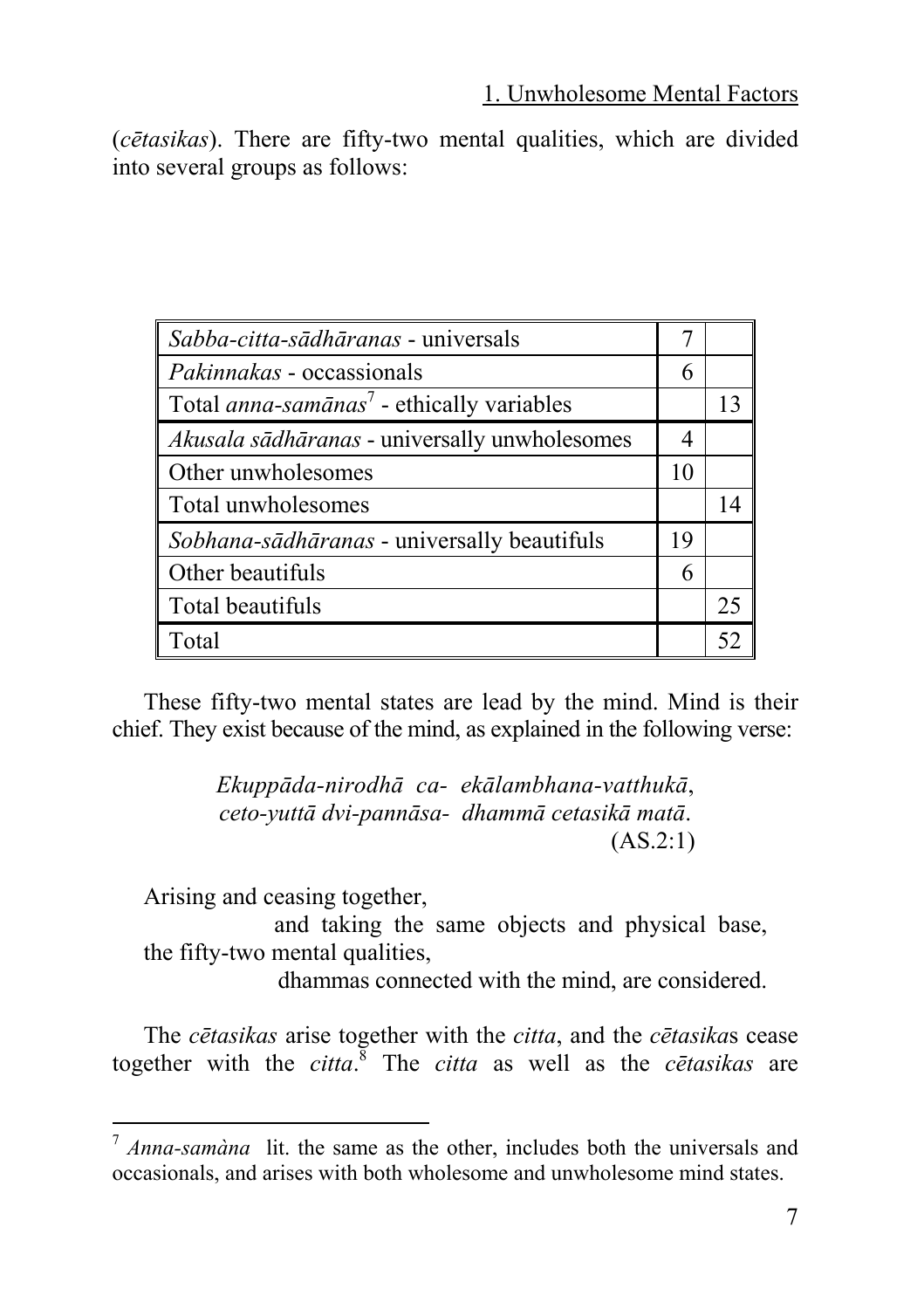(*cētasikas*). There are fifty-two mental qualities, which are divided into several groups as follows:

| | | |
|---|---|---|
| *Sabba-citta-sādhāranas* - universals | 7 | |
| *Pakinnakas* - occassionals | 6 | |
| Total *anna-samānas*[7] - ethically variables | | 13 |
| *Akusala sādhāranas* - universally unwholesomes | 4 | |
| Other unwholesomes | 10 | |
| Total unwholesomes | | 14 |
| *Sobhana-sādhāranas* - universally beautifuls | 19 | |
| Other beautifuls | 6 | |
| Total beautifuls | | 25 |
| Total | | 52 |

These fifty-two mental states are lead by the mind. Mind is their chief. They exist because of the mind, as explained in the following verse:

> *Ekuppāda-nirodhā ca- ekālambhana-vatthukā,*
> *ceto-yuttā dvi-pannāsa- dhammā cetasikā matā.*
> (AS.2:1)

Arising and ceasing together,
and taking the same objects and physical base,
the fifty-two mental qualities,
dhammas connected with the mind, are considered.

The *cētasikas* arise together with the *citta*, and the *cētasika*s cease together with the *citta*.[8] The *citta* as well as the *cētasikas* are

---

[7] *Anna-samàna* lit. the same as the other, includes both the universals and occasionals, and arises with both wholesome and unwholesome mind states.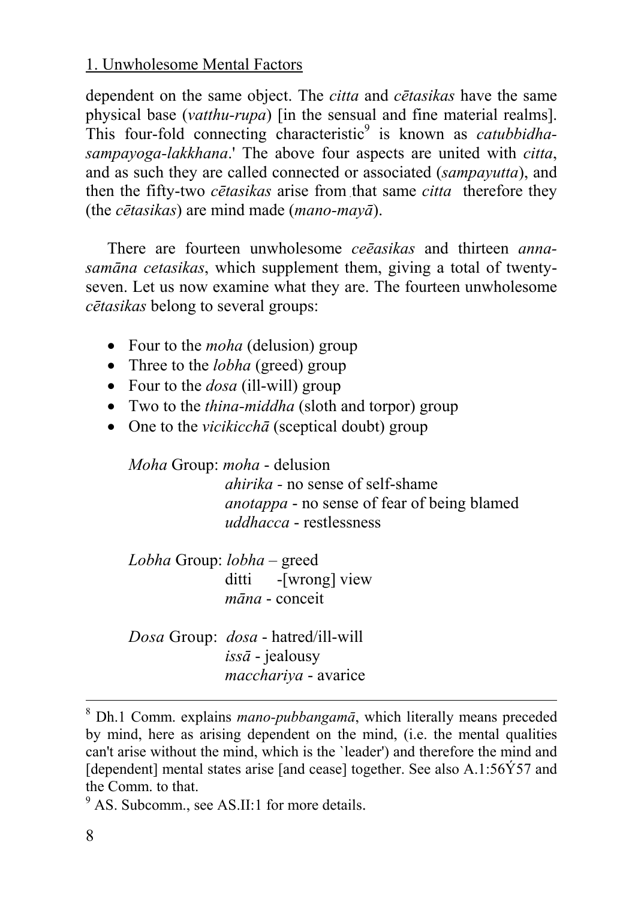dependent on the same object. The *citta* and *cētasikas* have the same physical base (*vatthu-rupa*) [in the sensual and fine material realms]. This four-fold connecting characteristic[9] is known as *catubbidha-sampayoga-lakkhana*.' The above four aspects are united with *citta*, and as such they are called connected or associated (*sampayutta*), and then the fifty-two *cētasikas* arise from that same *citta* therefore they (the *cētasikas*) are mind made (*mano-mayā*).

There are fourteen unwholesome *ceēasikas* and thirteen *anna-samāna cetasikas*, which supplement them, giving a total of twenty-seven. Let us now examine what they are. The fourteen unwholesome *cētasikas* belong to several groups:

- Four to the *moha* (delusion) group
- Three to the *lobha* (greed) group
- Four to the *dosa* (ill-will) group
- Two to the *thina-middha* (sloth and torpor) group
- One to the *vicikicchā* (sceptical doubt) group

*Moha* Group: *moha* - delusion
*ahirika* - no sense of self-shame
*anotappa* - no sense of fear of being blamed
*uddhacca* - restlessness

*Lobha* Group: *lobha* – greed
ditti -[wrong] view
*māna* - conceit

*Dosa* Group: *dosa* - hatred/ill-will
*issā* - jealousy
*macchariya* - avarice

---

[8] Dh.1 Comm. explains *mano-pubbangamā*, which literally means preceded by mind, here as arising dependent on the mind, (i.e. the mental qualities can't arise without the mind, which is the `leader') and therefore the mind and [dependent] mental states arise [and cease] together. See also A.1:56Ý57 and the Comm. to that.

[9] AS. Subcomm., see AS.II:1 for more details.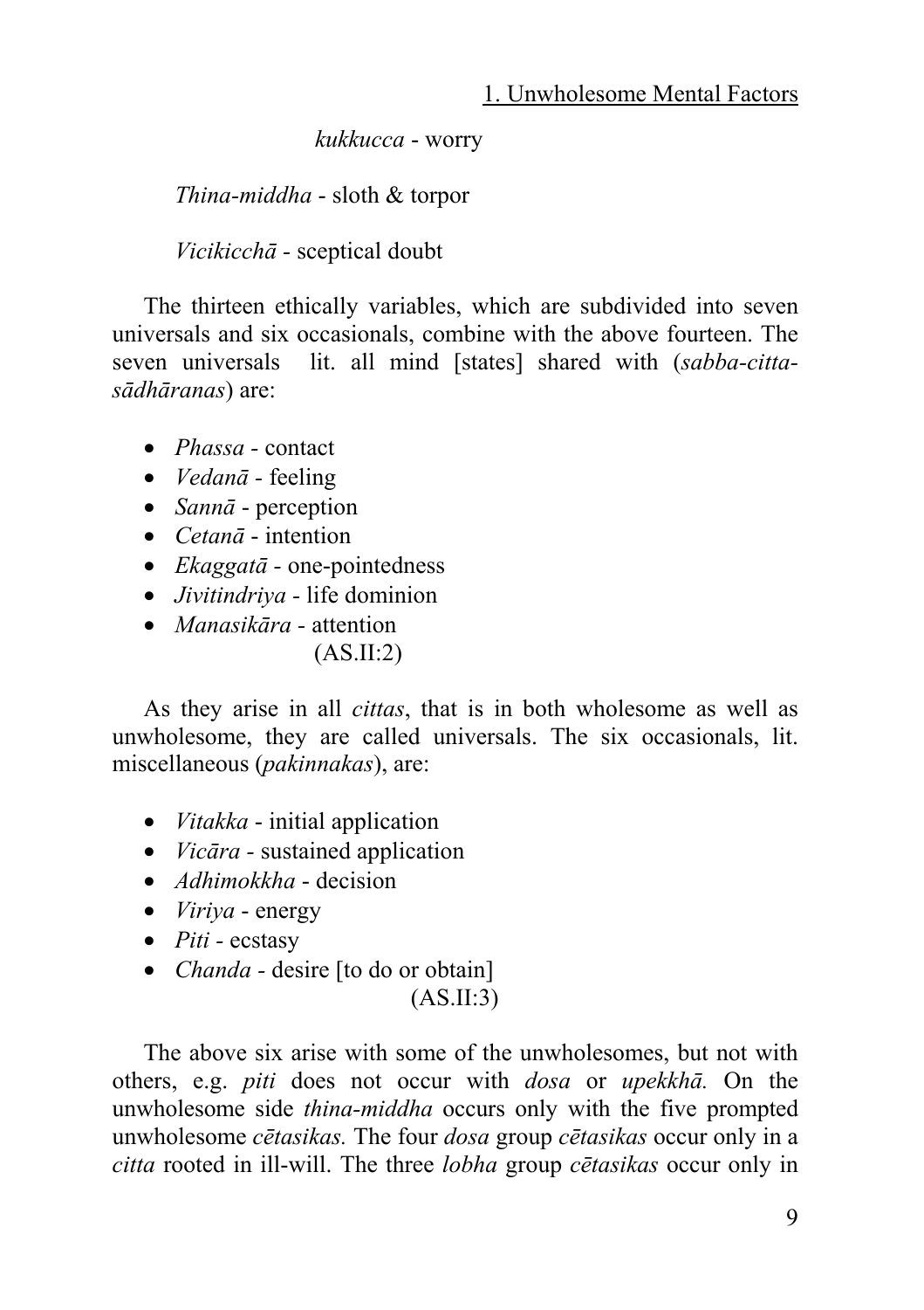*kukkucca* - worry

*Thina-middha* - sloth & torpor

*Vicikicchā* - sceptical doubt

The thirteen ethically variables, which are subdivided into seven universals and six occasionals, combine with the above fourteen. The seven universals lit. all mind [states] shared with (*sabba-citta-sādhāranas*) are:

- *Phassa* - contact
- *Vedanā* - feeling
- *Sannā* - perception
- *Cetanā* - intention
- *Ekaggatā* - one-pointedness
- *Jivitindriya* - life dominion
- *Manasikāra* - attention

(AS.II:2)

As they arise in all *cittas*, that is in both wholesome as well as unwholesome, they are called universals. The six occasionals, lit. miscellaneous (*pakinnakas*), are:

- *Vitakka* - initial application
- *Vicāra* - sustained application
- *Adhimokkha* - decision
- *Viriya* - energy
- *Piti* - ecstasy
- *Chanda* - desire [to do or obtain]

(AS.II:3)

The above six arise with some of the unwholesomes, but not with others, e.g. *piti* does not occur with *dosa* or *upekkhā.* On the unwholesome side *thina-middha* occurs only with the five prompted unwholesome *cētasikas.* The four *dosa* group *cētasikas* occur only in a *citta* rooted in ill-will. The three *lobha* group *cētasikas* occur only in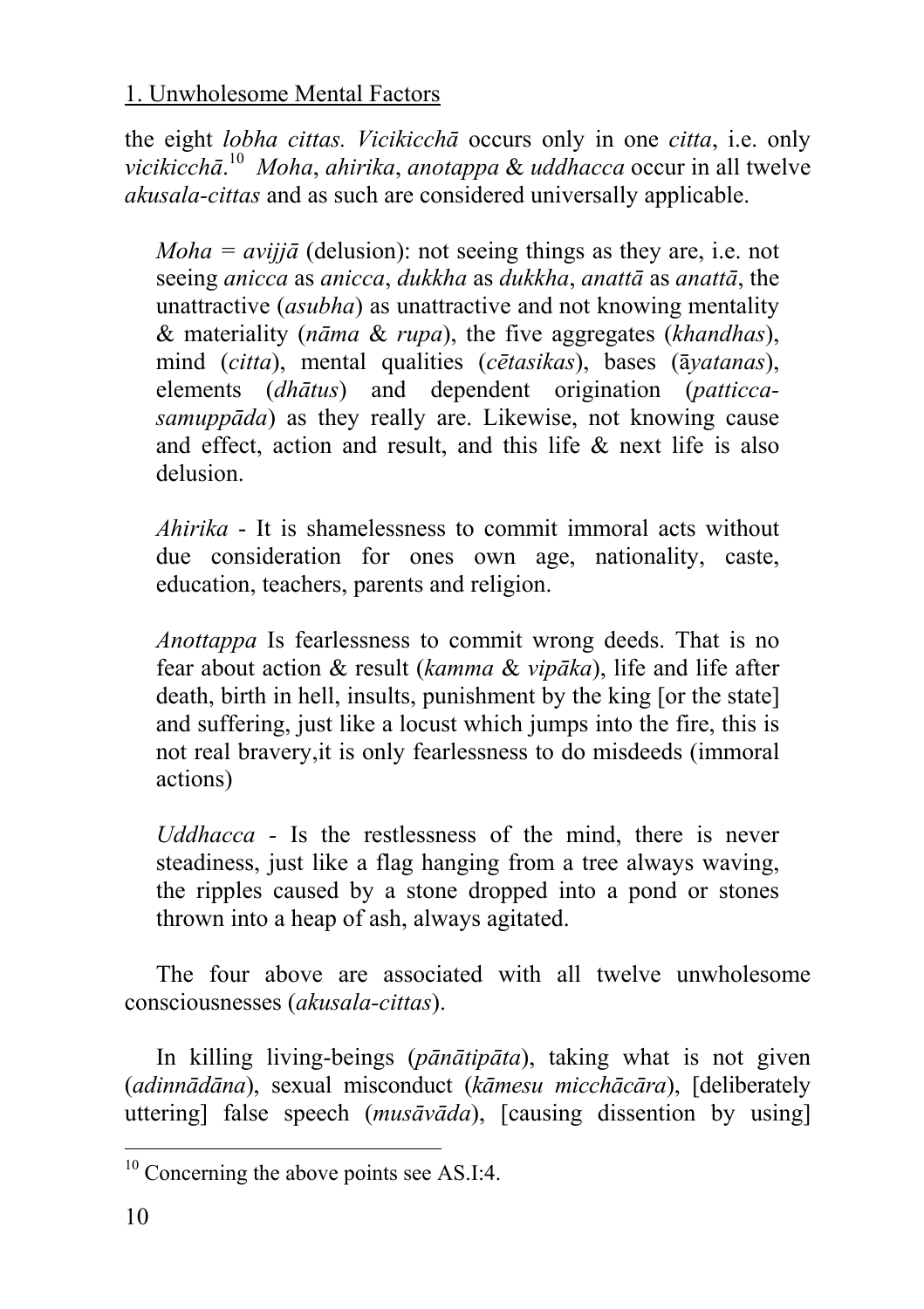the eight *lobha cittas. Vicikicchā* occurs only in one *citta*, i.e. only *vicikicchā*.[10] *Moha*, *ahirika*, *anotappa* & *uddhacca* occur in all twelve *akusala-cittas* and as such are considered universally applicable.

> *Moha* = *avijjā* (delusion): not seeing things as they are, i.e. not seeing *anicca* as *anicca*, *dukkha* as *dukkha*, *anattā* as *anattā*, the unattractive (*asubha*) as unattractive and not knowing mentality & materiality (*nāma* & *rupa*), the five aggregates (*khandhas*), mind (*citta*), mental qualities (*cētasikas*), bases (ā*yatanas*), elements (*dhātus*) and dependent origination (*patticca-samuppāda*) as they really are. Likewise, not knowing cause and effect, action and result, and this life & next life is also delusion.
>
> *Ahirika* - It is shamelessness to commit immoral acts without due consideration for ones own age, nationality, caste, education, teachers, parents and religion.
>
> *Anottappa* Is fearlessness to commit wrong deeds. That is no fear about action & result (*kamma* & *vipāka*), life and life after death, birth in hell, insults, punishment by the king [or the state] and suffering, just like a locust which jumps into the fire, this is not real bravery,it is only fearlessness to do misdeeds (immoral actions)
>
> *Uddhacca* - Is the restlessness of the mind, there is never steadiness, just like a flag hanging from a tree always waving, the ripples caused by a stone dropped into a pond or stones thrown into a heap of ash, always agitated.

The four above are associated with all twelve unwholesome consciousnesses (*akusala-cittas*).

In killing living-beings (*pānātipāta*), taking what is not given (*adinnādāna*), sexual misconduct (*kāmesu micchācāra*), [deliberately uttering] false speech (*musāvāda*), [causing dissention by using]

---

[10] Concerning the above points see AS.I:4.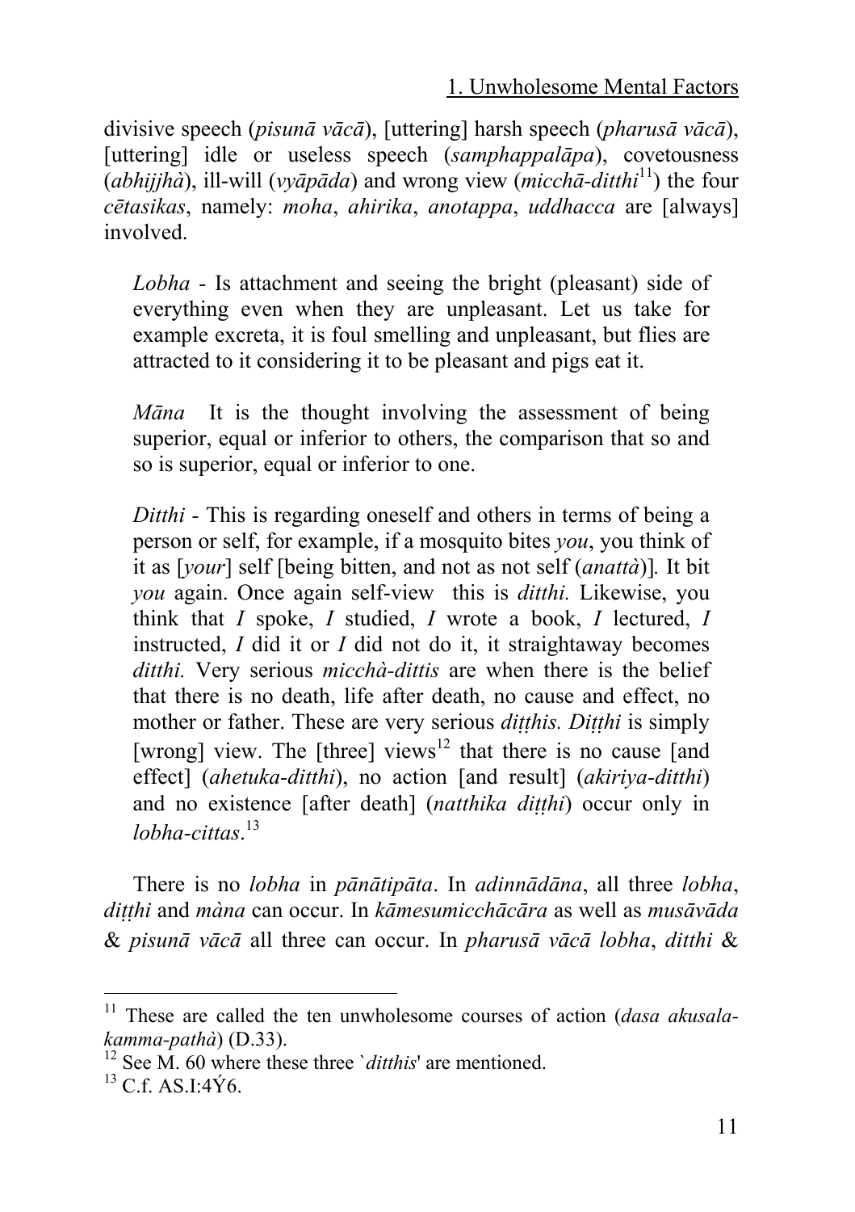divisive speech (*pisunā vācā*), [uttering] harsh speech (*pharusā vācā*), [uttering] idle or useless speech (*samphappalāpa*), covetousness (*abhijjhà*), ill-will (*vyāpāda*) and wrong view (*micchā-ditthi*[11]) the four *cētasikas*, namely: *moha*, *ahirika*, *anotappa*, *uddhacca* are [always] involved.

> *Lobha* - Is attachment and seeing the bright (pleasant) side of everything even when they are unpleasant. Let us take for example excreta, it is foul smelling and unpleasant, but flies are attracted to it considering it to be pleasant and pigs eat it.
>
> *Māna* It is the thought involving the assessment of being superior, equal or inferior to others, the comparison that so and so is superior, equal or inferior to one.
>
> *Ditthi* - This is regarding oneself and others in terms of being a person or self, for example, if a mosquito bites *you*, you think of it as [*your*] self [being bitten, and not as not self (*anattà*)]. It bit *you* again. Once again self-view this is *ditthi.* Likewise, you think that *I* spoke, *I* studied, *I* wrote a book, *I* lectured, *I* instructed, *I* did it or *I* did not do it, it straightaway becomes *ditthi.* Very serious *micchà-dittis* are when there is the belief that there is no death, life after death, no cause and effect, no mother or father. These are very serious *diṭṭhis. Diṭṭhi* is simply [wrong] view. The [three] views[12] that there is no cause [and effect] (*ahetuka-ditthi*), no action [and result] (*akiriya-ditthi*) and no existence [after death] (*natthika diṭṭhi*) occur only in *lobha-cittas*.[13]

There is no *lobha* in *pānātipāta*. In *adinnādāna*, all three *lobha*, *diṭṭhi* and *màna* can occur. In *kāmesumicchācāra* as well as *musāvāda* & *pisunā vācā* all three can occur. In *pharusā vācā lobha*, *ditthi* &

---

[11] These are called the ten unwholesome courses of action (*dasa akusala-kamma-pathà*) (D.33).

[12] See M. 60 where these three `*ditthis*' are mentioned.

[13] C.f. AS.I:4Ý6.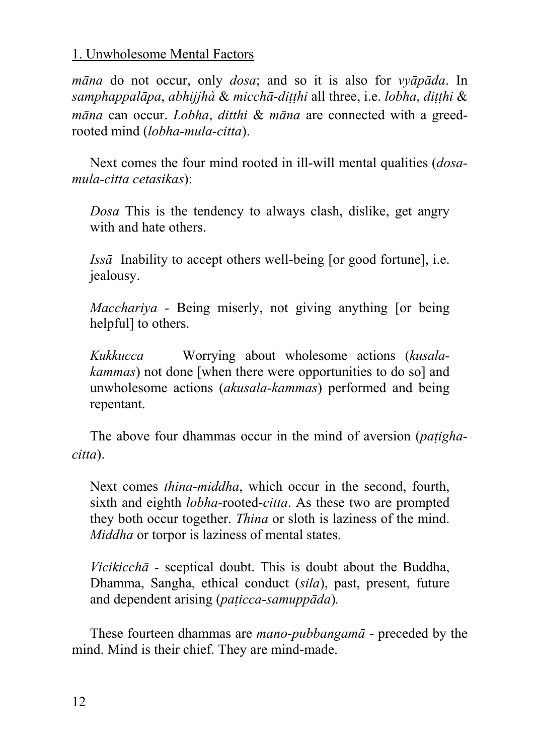*māna* do not occur, only *dosa*; and so it is also for *vyāpāda*. In *samphappalāpa*, *abhijjhà* & *micchā-diṭṭhi* all three, i.e. *lobha*, *diṭṭhi* & *māna* can occur. *Lobha*, *ditthi* & *māna* are connected with a greed-rooted mind (*lobha-mula-citta*).

Next comes the four mind rooted in ill-will mental qualities (*dosa-mula-citta cetasikas*):

> *Dosa* This is the tendency to always clash, dislike, get angry with and hate others.
>
> *Issā* Inability to accept others well-being [or good fortune], i.e. jealousy.
>
> *Macchariya* - Being miserly, not giving anything [or being helpful] to others.
>
> *Kukkucca* Worrying about wholesome actions (*kusala-kammas*) not done [when there were opportunities to do so] and unwholesome actions (*akusala-kammas*) performed and being repentant.

The above four dhammas occur in the mind of aversion (*paṭigha-citta*).

> Next comes *thina-middha*, which occur in the second, fourth, sixth and eighth *lobha*-rooted-*citta*. As these two are prompted they both occur together. *Thina* or sloth is laziness of the mind. *Middha* or torpor is laziness of mental states.
>
> *Vicikicchā* - sceptical doubt. This is doubt about the Buddha, Dhamma, Sangha, ethical conduct (*sila*), past, present, future and dependent arising (*paṭicca-samuppāda*).

These fourteen dhammas are *mano-pubbangamā* - preceded by the mind. Mind is their chief. They are mind-made.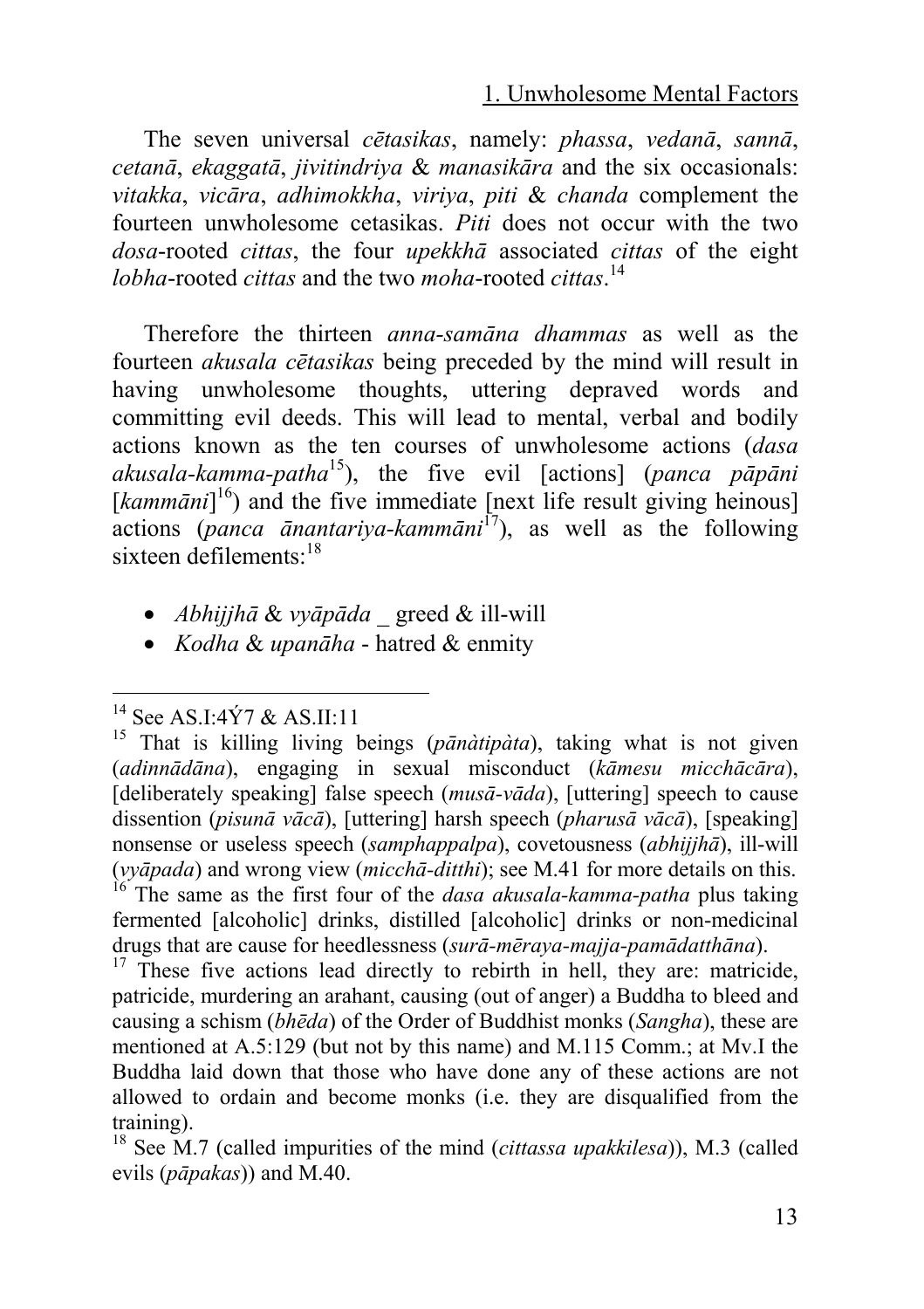The seven universal *cētasikas*, namely: *phassa*, *vedanā*, *sannā*, *cetanā*, *ekaggatā*, *jivitindriya* & *manasikāra* and the six occasionals: *vitakka*, *vicāra*, *adhimokkha*, *viriya*, *piti* & *chanda* complement the fourteen unwholesome cetasikas. *Piti* does not occur with the two *dosa*-rooted *cittas*, the four *upekkhā* associated *cittas* of the eight *lobha*-rooted *cittas* and the two *moha*-rooted *cittas*.[14]

Therefore the thirteen *anna-samāna dhammas* as well as the fourteen *akusala cētasikas* being preceded by the mind will result in having unwholesome thoughts, uttering depraved words and committing evil deeds. This will lead to mental, verbal and bodily actions known as the ten courses of unwholesome actions (*dasa akusala-kamma-patha*[15]), the five evil [actions] (*panca pāpāni* [*kammāni*][16]) and the five immediate [next life result giving heinous] actions (*panca ānantariya-kammāni*[17]), as well as the following sixteen defilements:[18]

- *Abhijjhā* & *vyāpāda* _ greed & ill-will
- *Kodha* & *upanāha* - hatred & enmity

---

[14] See AS.I:4Ý7 & AS.II:11

[15] That is killing living beings (*pānàtipàta*), taking what is not given (*adinnādāna*), engaging in sexual misconduct (*kāmesu micchācāra*), [deliberately speaking] false speech (*musā-vāda*), [uttering] speech to cause dissention (*pisunā vācā*), [uttering] harsh speech (*pharusā vācā*), [speaking] nonsense or useless speech (*samphappalpa*), covetousness (*abhijjhā*), ill-will (*vyāpada*) and wrong view (*micchā-ditthi*); see M.41 for more details on this.

[16] The same as the first four of the *dasa akusala-kamma-patha* plus taking fermented [alcoholic] drinks, distilled [alcoholic] drinks or non-medicinal drugs that are cause for heedlessness (*surā-mēraya-majja-pamādatthāna*).

[17] These five actions lead directly to rebirth in hell, they are: matricide, patricide, murdering an arahant, causing (out of anger) a Buddha to bleed and causing a schism (*bhēda*) of the Order of Buddhist monks (*Sangha*), these are mentioned at A.5:129 (but not by this name) and M.115 Comm.; at Mv.I the Buddha laid down that those who have done any of these actions are not allowed to ordain and become monks (i.e. they are disqualified from the training).

[18] See M.7 (called impurities of the mind (*cittassa upakkilesa*)), M.3 (called evils (*pāpakas*)) and M.40.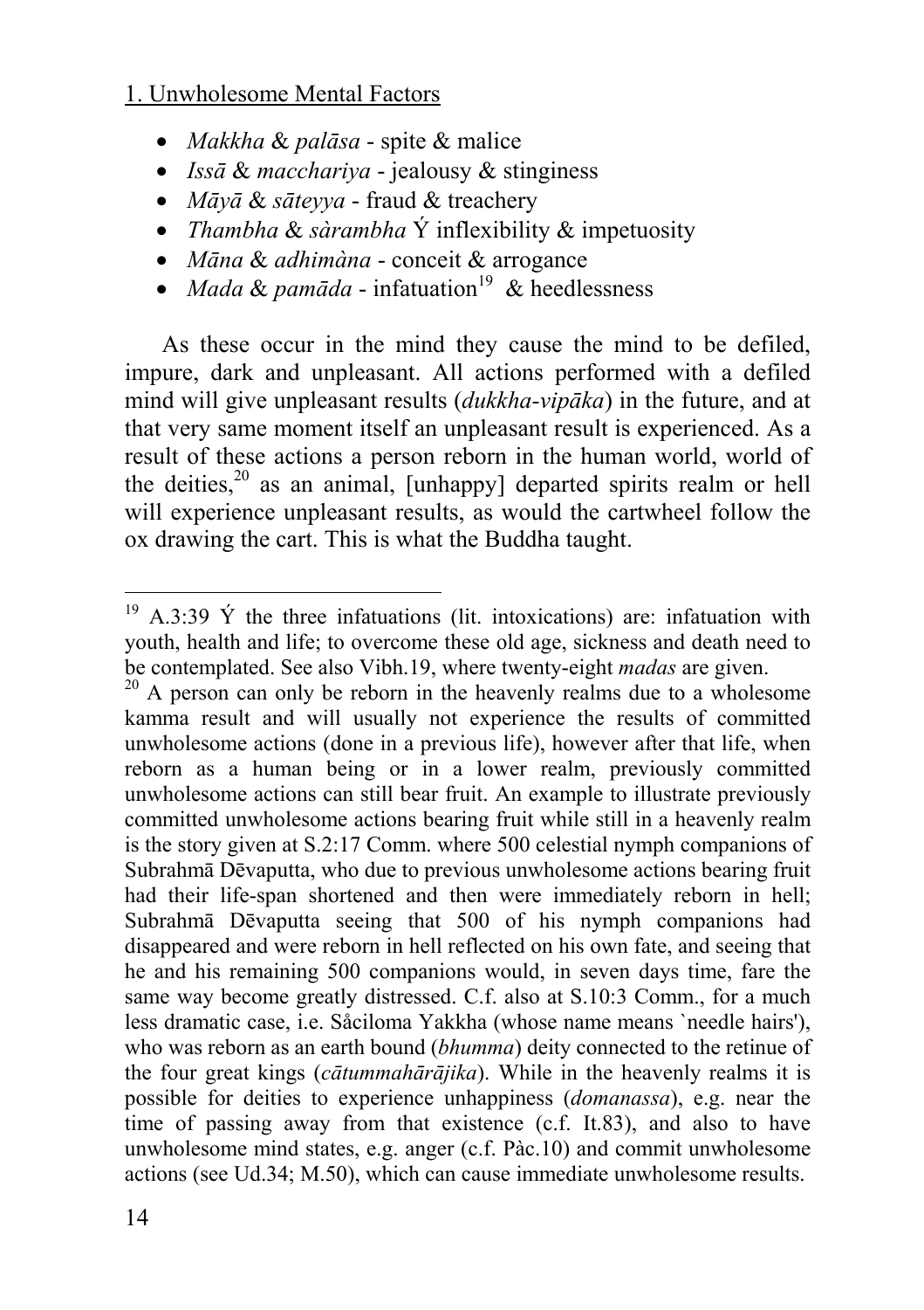1. Unwholesome Mental Factors

- *Makkha* & *palāsa* - spite & malice
- *Issā* & *macchariya* - jealousy & stinginess
- *Māyā* & *sāteyya* - fraud & treachery
- *Thambha* & *sàrambha* Ý inflexibility & impetuosity
- *Māna* & *adhimàna* - conceit & arrogance
- *Mada* & *pamāda* - infatuation[19] & heedlessness

As these occur in the mind they cause the mind to be defiled, impure, dark and unpleasant. All actions performed with a defiled mind will give unpleasant results (*dukkha-vipāka*) in the future, and at that very same moment itself an unpleasant result is experienced. As a result of these actions a person reborn in the human world, world of the deities,[20] as an animal, [unhappy] departed spirits realm or hell will experience unpleasant results, as would the cartwheel follow the ox drawing the cart. This is what the Buddha taught.

---

[19] A.3:39 Ý the three infatuations (lit. intoxications) are: infatuation with youth, health and life; to overcome these old age, sickness and death need to be contemplated. See also Vibh.19, where twenty-eight *madas* are given.

[20] A person can only be reborn in the heavenly realms due to a wholesome kamma result and will usually not experience the results of committed unwholesome actions (done in a previous life), however after that life, when reborn as a human being or in a lower realm, previously committed unwholesome actions can still bear fruit. An example to illustrate previously committed unwholesome actions bearing fruit while still in a heavenly realm is the story given at S.2:17 Comm. where 500 celestial nymph companions of Subrahmā Dēvaputta, who due to previous unwholesome actions bearing fruit had their life-span shortened and then were immediately reborn in hell; Subrahmā Dēvaputta seeing that 500 of his nymph companions had disappeared and were reborn in hell reflected on his own fate, and seeing that he and his remaining 500 companions would, in seven days time, fare the same way become greatly distressed. C.f. also at S.10:3 Comm., for a much less dramatic case, i.e. Såciloma Yakkha (whose name means `needle hairs'), who was reborn as an earth bound (*bhumma*) deity connected to the retinue of the four great kings (*cātummahārājika*). While in the heavenly realms it is possible for deities to experience unhappiness (*domanassa*), e.g. near the time of passing away from that existence (c.f. It.83), and also to have unwholesome mind states, e.g. anger (c.f. Pàc.10) and commit unwholesome actions (see Ud.34; M.50), which can cause immediate unwholesome results.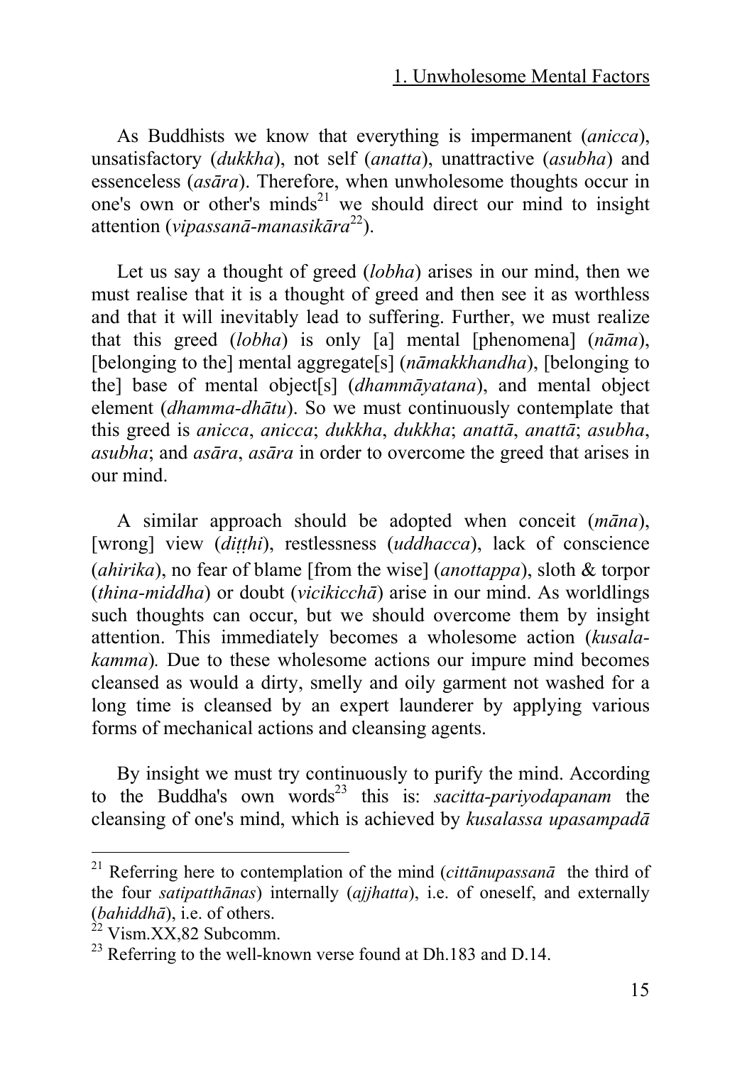As Buddhists we know that everything is impermanent (*anicca*), unsatisfactory (*dukkha*), not self (*anatta*), unattractive (*asubha*) and essenceless (*asāra*). Therefore, when unwholesome thoughts occur in one's own or other's minds[21] we should direct our mind to insight attention (*vipassanā-manasikāra*[22]).

Let us say a thought of greed (*lobha*) arises in our mind, then we must realise that it is a thought of greed and then see it as worthless and that it will inevitably lead to suffering. Further, we must realize that this greed (*lobha*) is only [a] mental [phenomena] (*nāma*), [belonging to the] mental aggregate[s] (*nāmakkhandha*), [belonging to the] base of mental object[s] (*dhammāyatana*), and mental object element (*dhamma-dhātu*). So we must continuously contemplate that this greed is *anicca*, *anicca*; *dukkha*, *dukkha*; *anattā*, *anattā*; *asubha*, *asubha*; and *asāra*, *asāra* in order to overcome the greed that arises in our mind.

A similar approach should be adopted when conceit (*māna*), [wrong] view (*diṭṭhi*), restlessness (*uddhacca*), lack of conscience (*ahirika*), no fear of blame [from the wise] (*anottappa*), sloth & torpor (*thina-middha*) or doubt (*vicikicchā*) arise in our mind. As worldlings such thoughts can occur, but we should overcome them by insight attention. This immediately becomes a wholesome action (*kusala-kamma*). Due to these wholesome actions our impure mind becomes cleansed as would a dirty, smelly and oily garment not washed for a long time is cleansed by an expert launderer by applying various forms of mechanical actions and cleansing agents.

By insight we must try continuously to purify the mind. According to the Buddha's own words[23] this is: *sacitta-pariyodapanam* the cleansing of one's mind, which is achieved by *kusalassa upasampadā*

---

[21] Referring here to contemplation of the mind (*cittānupassanā* the third of the four *satipatthānas*) internally (*ajjhatta*), i.e. of oneself, and externally (*bahiddhā*), i.e. of others.

[22] Vism.XX,82 Subcomm.

[23] Referring to the well-known verse found at Dh.183 and D.14.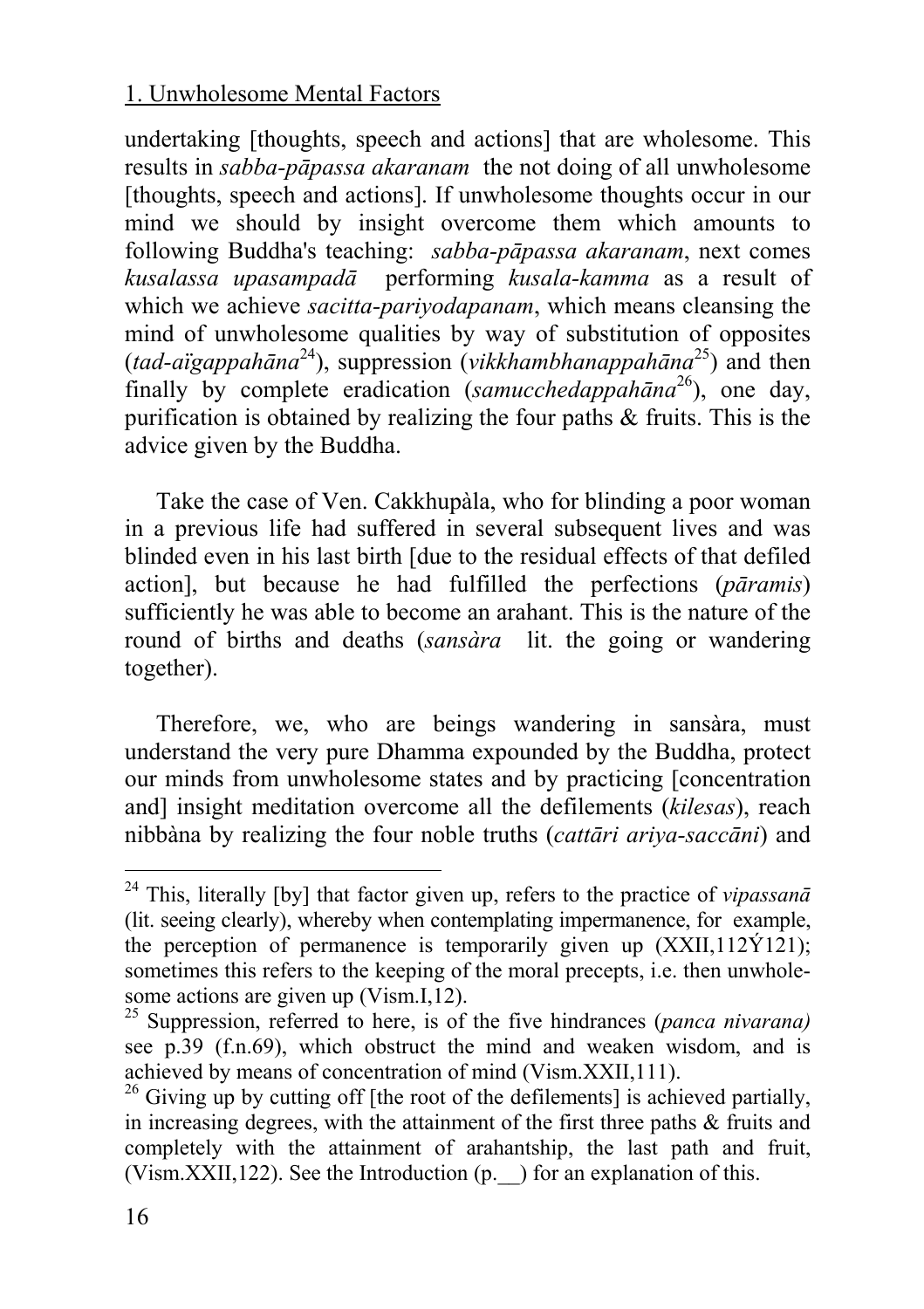undertaking [thoughts, speech and actions] that are wholesome. This results in *sabba-pāpassa akaranam* the not doing of all unwholesome [thoughts, speech and actions]. If unwholesome thoughts occur in our mind we should by insight overcome them which amounts to following Buddha's teaching: *sabba-pāpassa akaranam*, next comes *kusalassa upasampadā* performing *kusala-kamma* as a result of which we achieve *sacitta-pariyodapanam*, which means cleansing the mind of unwholesome qualities by way of substitution of opposites (*tad-aïgappahāna*[24]), suppression (*vikkhambhanappahāna*[25]) and then finally by complete eradication (*samucchedappahāna*[26]), one day, purification is obtained by realizing the four paths & fruits. This is the advice given by the Buddha.

Take the case of Ven. Cakkhupàla, who for blinding a poor woman in a previous life had suffered in several subsequent lives and was blinded even in his last birth [due to the residual effects of that defiled action], but because he had fulfilled the perfections (*pāramis*) sufficiently he was able to become an arahant. This is the nature of the round of births and deaths (*sansàra* lit. the going or wandering together).

Therefore, we, who are beings wandering in sansàra, must understand the very pure Dhamma expounded by the Buddha, protect our minds from unwholesome states and by practicing [concentration and] insight meditation overcome all the defilements (*kilesas*), reach nibbàna by realizing the four noble truths (*cattāri ariya-saccāni*) and

---

[24] This, literally [by] that factor given up, refers to the practice of *vipassanā* (lit. seeing clearly), whereby when contemplating impermanence, for example, the perception of permanence is temporarily given up (XXII,112Ý121); sometimes this refers to the keeping of the moral precepts, i.e. then unwholesome actions are given up (Vism.I,12).

[25] Suppression, referred to here, is of the five hindrances (*panca nivarana)* see p.39 (f.n.69), which obstruct the mind and weaken wisdom, and is achieved by means of concentration of mind (Vism.XXII,111).

[26] Giving up by cutting off [the root of the defilements] is achieved partially, in increasing degrees, with the attainment of the first three paths & fruits and completely with the attainment of arahantship, the last path and fruit, (Vism.XXII,122). See the Introduction (p.__) for an explanation of this.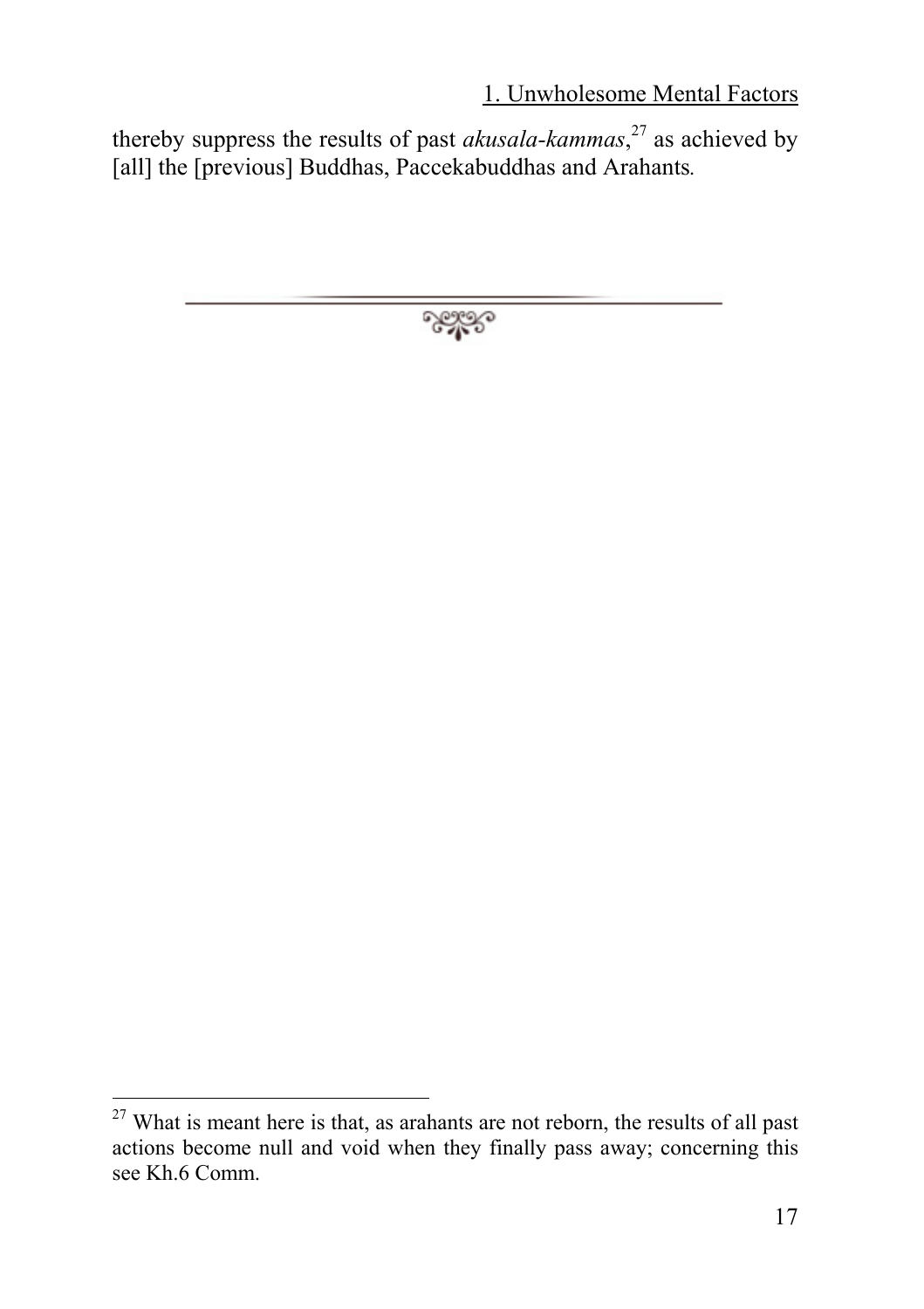thereby suppress the results of past *akusala-kammas*,[27] as achieved by [all] the [previous] Buddhas, Paccekabuddhas and Arahants.

---

[27] What is meant here is that, as arahants are not reborn, the results of all past actions become null and void when they finally pass away; concerning this see Kh.6 Comm.